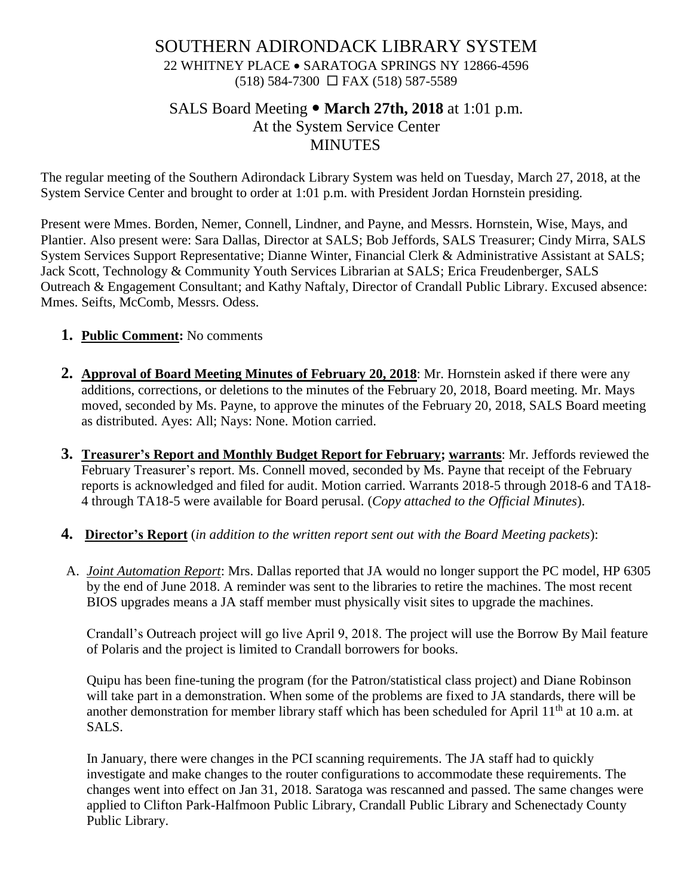# SOUTHERN ADIRONDACK LIBRARY SYSTEM

22 WHITNEY PLACE • SARATOGA SPRINGS NY 12866-4596
(518) 584-7300 ☐ FAX (518) 587-5589

## SALS Board Meeting • **March 27th, 2018** at 1:01 p.m.
## At the System Service Center
## MINUTES

The regular meeting of the Southern Adirondack Library System was held on Tuesday, March 27, 2018, at the System Service Center and brought to order at 1:01 p.m. with President Jordan Hornstein presiding.

Present were Mmes. Borden, Nemer, Connell, Lindner, and Payne, and Messrs. Hornstein, Wise, Mays, and Plantier. Also present were: Sara Dallas, Director at SALS; Bob Jeffords, SALS Treasurer; Cindy Mirra, SALS System Services Support Representative; Dianne Winter, Financial Clerk & Administrative Assistant at SALS; Jack Scott, Technology & Community Youth Services Librarian at SALS; Erica Freudenberger, SALS Outreach & Engagement Consultant; and Kathy Naftaly, Director of Crandall Public Library. Excused absence: Mmes. Seifts, McComb, Messrs. Odess.

1. **Public Comment:** No comments

2. **Approval of Board Meeting Minutes of February 20, 2018**: Mr. Hornstein asked if there were any additions, corrections, or deletions to the minutes of the February 20, 2018, Board meeting. Mr. Mays moved, seconded by Ms. Payne, to approve the minutes of the February 20, 2018, SALS Board meeting as distributed. Ayes: All; Nays: None. Motion carried.

3. **Treasurer's Report and Monthly Budget Report for February; warrants**: Mr. Jeffords reviewed the February Treasurer's report. Ms. Connell moved, seconded by Ms. Payne that receipt of the February reports is acknowledged and filed for audit. Motion carried. Warrants 2018-5 through 2018-6 and TA18-4 through TA18-5 were available for Board perusal. (*Copy attached to the Official Minutes*).

4. **Director's Report** (*in addition to the written report sent out with the Board Meeting packets*):

A. *Joint Automation Report*: Mrs. Dallas reported that JA would no longer support the PC model, HP 6305 by the end of June 2018. A reminder was sent to the libraries to retire the machines. The most recent BIOS upgrades means a JA staff member must physically visit sites to upgrade the machines.

Crandall's Outreach project will go live April 9, 2018. The project will use the Borrow By Mail feature of Polaris and the project is limited to Crandall borrowers for books.

Quipu has been fine-tuning the program (for the Patron/statistical class project) and Diane Robinson will take part in a demonstration. When some of the problems are fixed to JA standards, there will be another demonstration for member library staff which has been scheduled for April 11th at 10 a.m. at SALS.

In January, there were changes in the PCI scanning requirements. The JA staff had to quickly investigate and make changes to the router configurations to accommodate these requirements. The changes went into effect on Jan 31, 2018. Saratoga was rescanned and passed. The same changes were applied to Clifton Park-Halfmoon Public Library, Crandall Public Library and Schenectady County Public Library.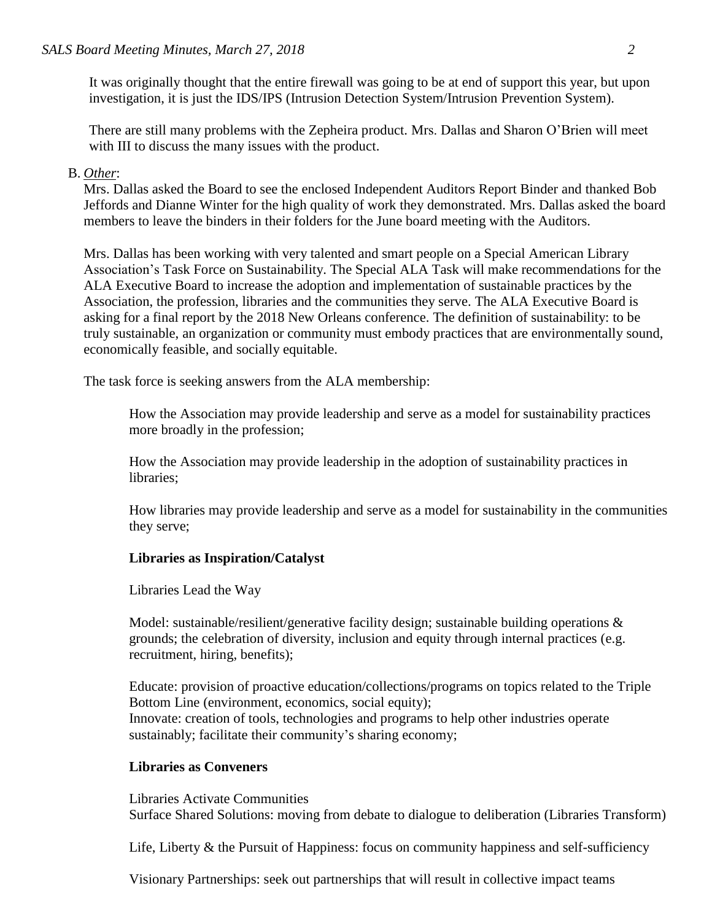It was originally thought that the entire firewall was going to be at end of support this year, but upon investigation, it is just the IDS/IPS (Intrusion Detection System/Intrusion Prevention System).

There are still many problems with the Zepheira product. Mrs. Dallas and Sharon O'Brien will meet with III to discuss the many issues with the product.

B. *Other*:

Mrs. Dallas asked the Board to see the enclosed Independent Auditors Report Binder and thanked Bob Jeffords and Dianne Winter for the high quality of work they demonstrated. Mrs. Dallas asked the board members to leave the binders in their folders for the June board meeting with the Auditors.

Mrs. Dallas has been working with very talented and smart people on a Special American Library Association's Task Force on Sustainability. The Special ALA Task will make recommendations for the ALA Executive Board to increase the adoption and implementation of sustainable practices by the Association, the profession, libraries and the communities they serve. The ALA Executive Board is asking for a final report by the 2018 New Orleans conference. The definition of sustainability: to be truly sustainable, an organization or community must embody practices that are environmentally sound, economically feasible, and socially equitable.

The task force is seeking answers from the ALA membership:

How the Association may provide leadership and serve as a model for sustainability practices more broadly in the profession;

How the Association may provide leadership in the adoption of sustainability practices in libraries;

How libraries may provide leadership and serve as a model for sustainability in the communities they serve;

**Libraries as Inspiration/Catalyst**

Libraries Lead the Way

Model: sustainable/resilient/generative facility design; sustainable building operations & grounds; the celebration of diversity, inclusion and equity through internal practices (e.g. recruitment, hiring, benefits);

Educate: provision of proactive education/collections/programs on topics related to the Triple Bottom Line (environment, economics, social equity);
Innovate: creation of tools, technologies and programs to help other industries operate sustainably; facilitate their community's sharing economy;

**Libraries as Conveners**

Libraries Activate Communities
Surface Shared Solutions: moving from debate to dialogue to deliberation (Libraries Transform)

Life, Liberty & the Pursuit of Happiness: focus on community happiness and self-sufficiency

Visionary Partnerships: seek out partnerships that will result in collective impact teams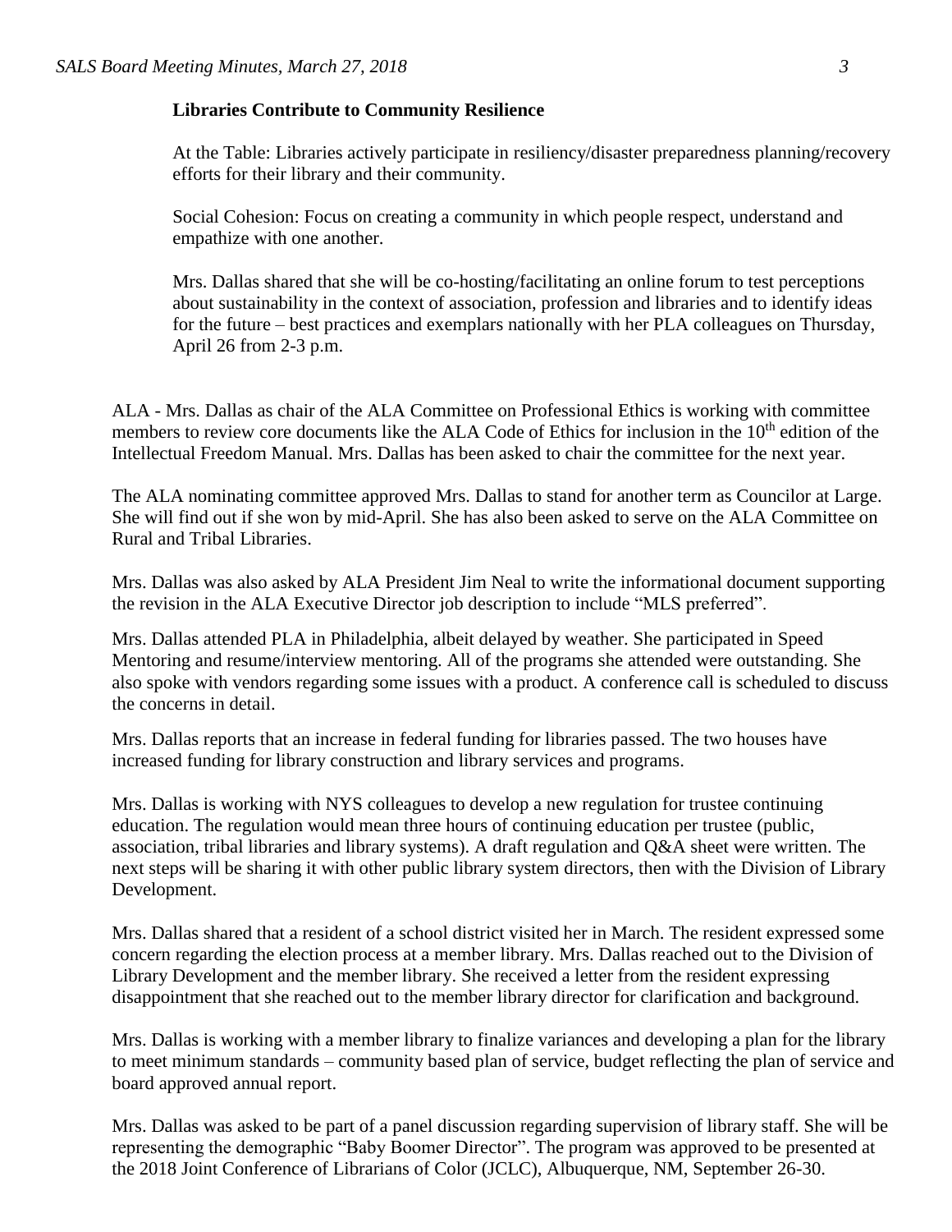**Libraries Contribute to Community Resilience**

At the Table: Libraries actively participate in resiliency/disaster preparedness planning/recovery efforts for their library and their community.

Social Cohesion: Focus on creating a community in which people respect, understand and empathize with one another.

Mrs. Dallas shared that she will be co-hosting/facilitating an online forum to test perceptions about sustainability in the context of association, profession and libraries and to identify ideas for the future – best practices and exemplars nationally with her PLA colleagues on Thursday, April 26 from 2-3 p.m.

ALA - Mrs. Dallas as chair of the ALA Committee on Professional Ethics is working with committee members to review core documents like the ALA Code of Ethics for inclusion in the 10th edition of the Intellectual Freedom Manual. Mrs. Dallas has been asked to chair the committee for the next year.

The ALA nominating committee approved Mrs. Dallas to stand for another term as Councilor at Large. She will find out if she won by mid-April. She has also been asked to serve on the ALA Committee on Rural and Tribal Libraries.

Mrs. Dallas was also asked by ALA President Jim Neal to write the informational document supporting the revision in the ALA Executive Director job description to include "MLS preferred".

Mrs. Dallas attended PLA in Philadelphia, albeit delayed by weather. She participated in Speed Mentoring and resume/interview mentoring. All of the programs she attended were outstanding. She also spoke with vendors regarding some issues with a product. A conference call is scheduled to discuss the concerns in detail.

Mrs. Dallas reports that an increase in federal funding for libraries passed. The two houses have increased funding for library construction and library services and programs.

Mrs. Dallas is working with NYS colleagues to develop a new regulation for trustee continuing education. The regulation would mean three hours of continuing education per trustee (public, association, tribal libraries and library systems). A draft regulation and Q&A sheet were written. The next steps will be sharing it with other public library system directors, then with the Division of Library Development.

Mrs. Dallas shared that a resident of a school district visited her in March. The resident expressed some concern regarding the election process at a member library. Mrs. Dallas reached out to the Division of Library Development and the member library. She received a letter from the resident expressing disappointment that she reached out to the member library director for clarification and background.

Mrs. Dallas is working with a member library to finalize variances and developing a plan for the library to meet minimum standards – community based plan of service, budget reflecting the plan of service and board approved annual report.

Mrs. Dallas was asked to be part of a panel discussion regarding supervision of library staff. She will be representing the demographic "Baby Boomer Director". The program was approved to be presented at the 2018 Joint Conference of Librarians of Color (JCLC), Albuquerque, NM, September 26-30.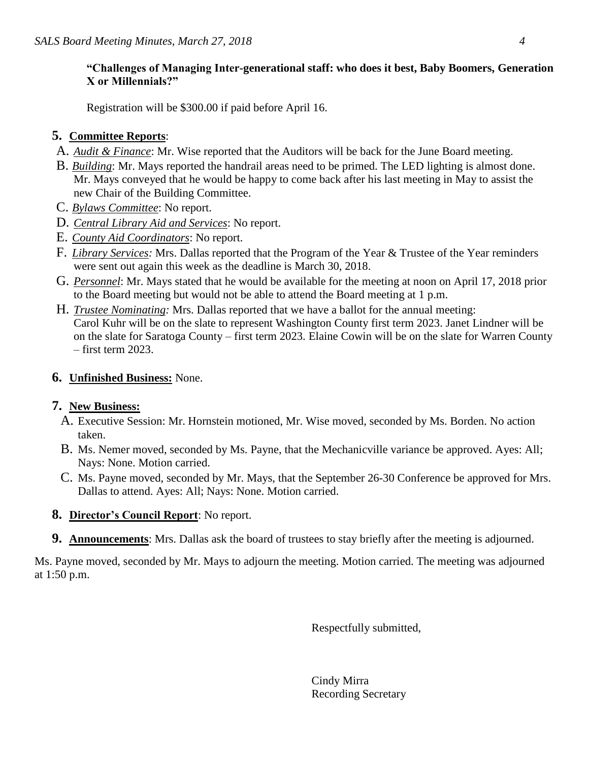**"Challenges of Managing Inter-generational staff: who does it best, Baby Boomers, Generation X or Millennials?"**

Registration will be $300.00 if paid before April 16.

**5. Committee Reports**:

A. *Audit & Finance*: Mr. Wise reported that the Auditors will be back for the June Board meeting.

B. *Building*: Mr. Mays reported the handrail areas need to be primed. The LED lighting is almost done. Mr. Mays conveyed that he would be happy to come back after his last meeting in May to assist the new Chair of the Building Committee.

C. *Bylaws Committee*: No report.

D. *Central Library Aid and Services*: No report.

E. *County Aid Coordinators*: No report.

F. *Library Services:* Mrs. Dallas reported that the Program of the Year & Trustee of the Year reminders were sent out again this week as the deadline is March 30, 2018.

G. *Personnel*: Mr. Mays stated that he would be available for the meeting at noon on April 17, 2018 prior to the Board meeting but would not be able to attend the Board meeting at 1 p.m.

H. *Trustee Nominating:* Mrs. Dallas reported that we have a ballot for the annual meeting: Carol Kuhr will be on the slate to represent Washington County first term 2023. Janet Lindner will be on the slate for Saratoga County – first term 2023. Elaine Cowin will be on the slate for Warren County – first term 2023.

**6. Unfinished Business:** None.

**7. New Business:**

A. Executive Session: Mr. Hornstein motioned, Mr. Wise moved, seconded by Ms. Borden. No action taken.

B. Ms. Nemer moved, seconded by Ms. Payne, that the Mechanicville variance be approved. Ayes: All; Nays: None. Motion carried.

C. Ms. Payne moved, seconded by Mr. Mays, that the September 26-30 Conference be approved for Mrs. Dallas to attend. Ayes: All; Nays: None. Motion carried.

**8. Director's Council Report**: No report.

**9. Announcements**: Mrs. Dallas ask the board of trustees to stay briefly after the meeting is adjourned.

Ms. Payne moved, seconded by Mr. Mays to adjourn the meeting. Motion carried. The meeting was adjourned at 1:50 p.m.

Respectfully submitted,

Cindy Mirra
Recording Secretary